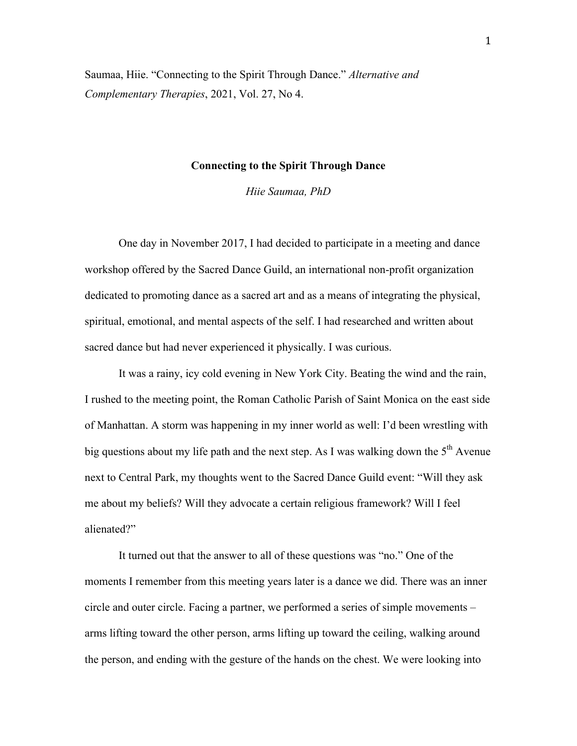Saumaa, Hiie. "Connecting to the Spirit Through Dance." *Alternative and Complementary Therapies*, 2021, Vol. 27, No 4.

# Connecting to the Spirit Through Dance

*Hiie Saumaa, PhD*

One day in November 2017, I had decided to participate in a meeting and dance workshop offered by the Sacred Dance Guild, an international non-profit organization dedicated to promoting dance as a sacred art and as a means of integrating the physical, spiritual, emotional, and mental aspects of the self. I had researched and written about sacred dance but had never experienced it physically. I was curious.

It was a rainy, icy cold evening in New York City. Beating the wind and the rain, I rushed to the meeting point, the Roman Catholic Parish of Saint Monica on the east side of Manhattan. A storm was happening in my inner world as well: I'd been wrestling with big questions about my life path and the next step. As I was walking down the 5th Avenue next to Central Park, my thoughts went to the Sacred Dance Guild event: "Will they ask me about my beliefs? Will they advocate a certain religious framework? Will I feel alienated?"

It turned out that the answer to all of these questions was "no." One of the moments I remember from this meeting years later is a dance we did. There was an inner circle and outer circle. Facing a partner, we performed a series of simple movements – arms lifting toward the other person, arms lifting up toward the ceiling, walking around the person, and ending with the gesture of the hands on the chest. We were looking into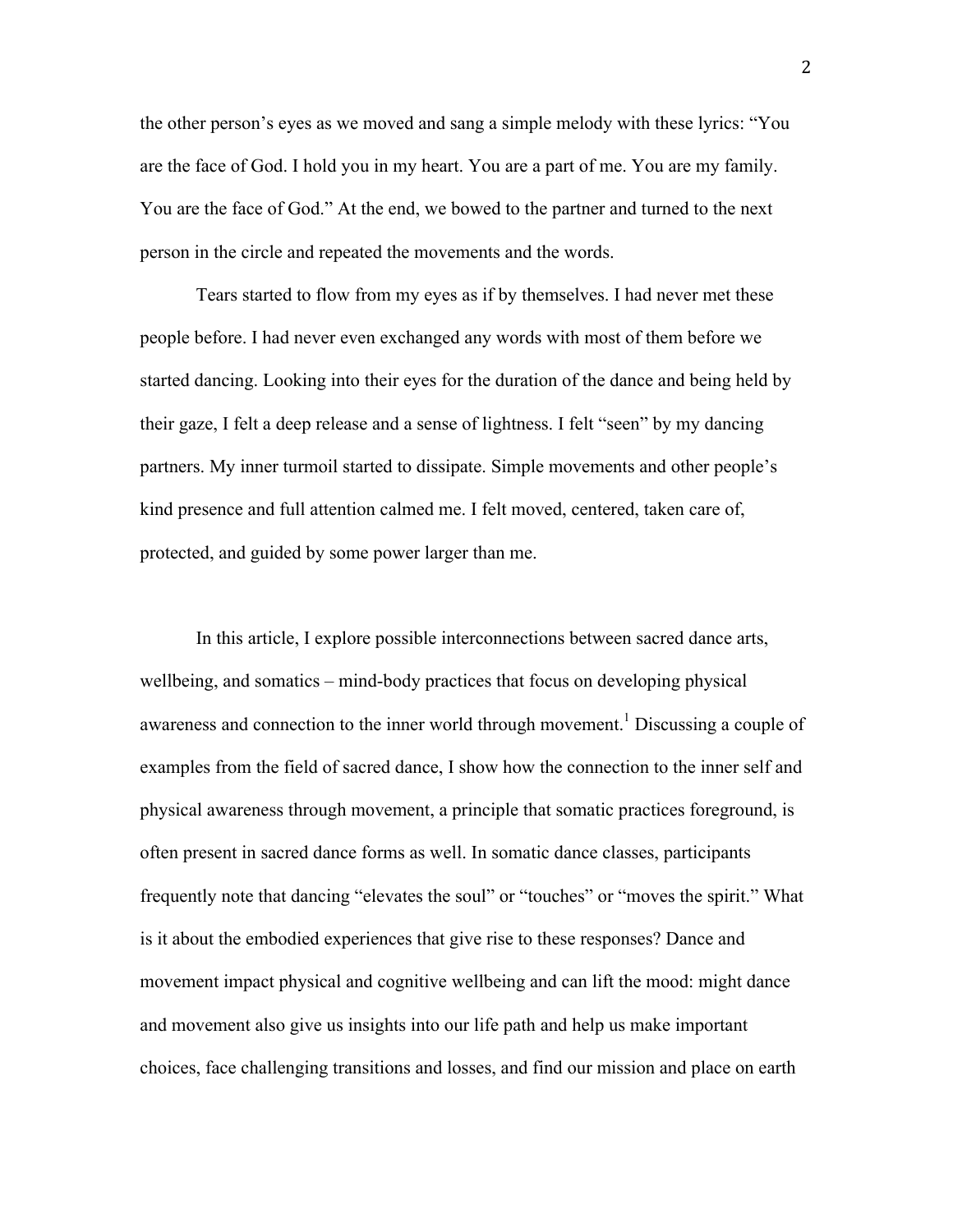the other person's eyes as we moved and sang a simple melody with these lyrics: "You are the face of God. I hold you in my heart. You are a part of me. You are my family. You are the face of God." At the end, we bowed to the partner and turned to the next person in the circle and repeated the movements and the words.

Tears started to flow from my eyes as if by themselves. I had never met these people before. I had never even exchanged any words with most of them before we started dancing. Looking into their eyes for the duration of the dance and being held by their gaze, I felt a deep release and a sense of lightness. I felt "seen" by my dancing partners. My inner turmoil started to dissipate. Simple movements and other people's kind presence and full attention calmed me. I felt moved, centered, taken care of, protected, and guided by some power larger than me.

In this article, I explore possible interconnections between sacred dance arts, wellbeing, and somatics – mind-body practices that focus on developing physical awareness and connection to the inner world through movement.[1] Discussing a couple of examples from the field of sacred dance, I show how the connection to the inner self and physical awareness through movement, a principle that somatic practices foreground, is often present in sacred dance forms as well. In somatic dance classes, participants frequently note that dancing "elevates the soul" or "touches" or "moves the spirit." What is it about the embodied experiences that give rise to these responses? Dance and movement impact physical and cognitive wellbeing and can lift the mood: might dance and movement also give us insights into our life path and help us make important choices, face challenging transitions and losses, and find our mission and place on earth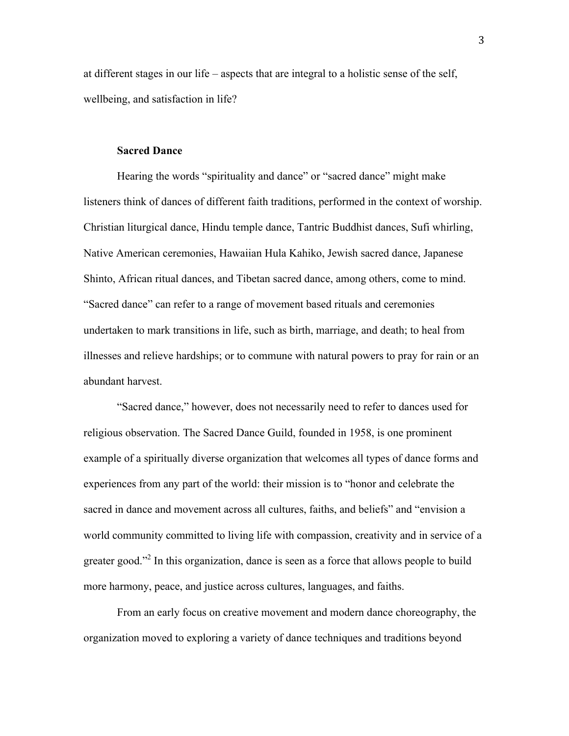at different stages in our life – aspects that are integral to a holistic sense of the self, wellbeing, and satisfaction in life?

## Sacred Dance

Hearing the words "spirituality and dance" or "sacred dance" might make listeners think of dances of different faith traditions, performed in the context of worship. Christian liturgical dance, Hindu temple dance, Tantric Buddhist dances, Sufi whirling, Native American ceremonies, Hawaiian Hula Kahiko, Jewish sacred dance, Japanese Shinto, African ritual dances, and Tibetan sacred dance, among others, come to mind. "Sacred dance" can refer to a range of movement based rituals and ceremonies undertaken to mark transitions in life, such as birth, marriage, and death; to heal from illnesses and relieve hardships; or to commune with natural powers to pray for rain or an abundant harvest.

"Sacred dance," however, does not necessarily need to refer to dances used for religious observation. The Sacred Dance Guild, founded in 1958, is one prominent example of a spiritually diverse organization that welcomes all types of dance forms and experiences from any part of the world: their mission is to "honor and celebrate the sacred in dance and movement across all cultures, faiths, and beliefs" and "envision a world community committed to living life with compassion, creativity and in service of a greater good."[2] In this organization, dance is seen as a force that allows people to build more harmony, peace, and justice across cultures, languages, and faiths.

From an early focus on creative movement and modern dance choreography, the organization moved to exploring a variety of dance techniques and traditions beyond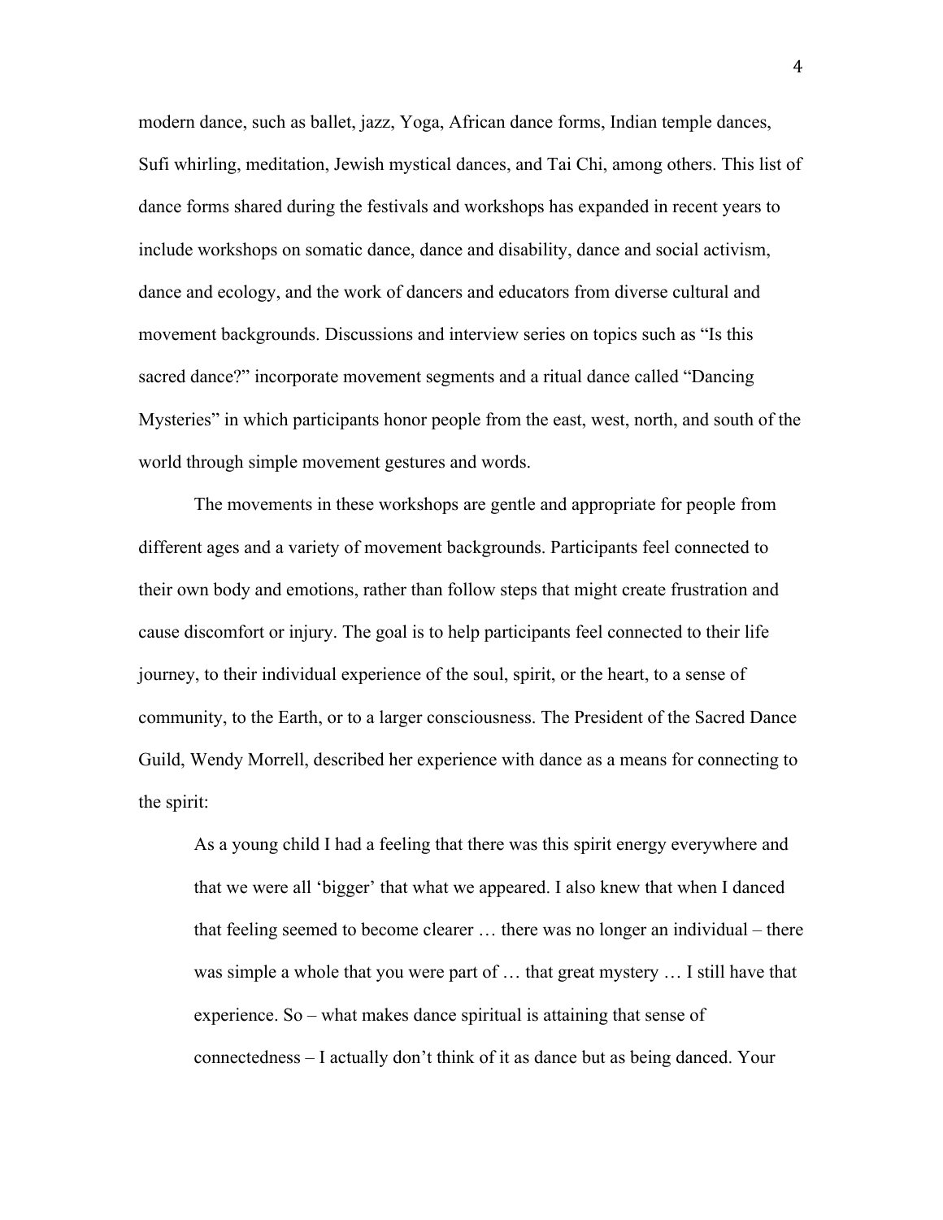modern dance, such as ballet, jazz, Yoga, African dance forms, Indian temple dances, Sufi whirling, meditation, Jewish mystical dances, and Tai Chi, among others. This list of dance forms shared during the festivals and workshops has expanded in recent years to include workshops on somatic dance, dance and disability, dance and social activism, dance and ecology, and the work of dancers and educators from diverse cultural and movement backgrounds. Discussions and interview series on topics such as "Is this sacred dance?" incorporate movement segments and a ritual dance called "Dancing Mysteries" in which participants honor people from the east, west, north, and south of the world through simple movement gestures and words.

The movements in these workshops are gentle and appropriate for people from different ages and a variety of movement backgrounds. Participants feel connected to their own body and emotions, rather than follow steps that might create frustration and cause discomfort or injury. The goal is to help participants feel connected to their life journey, to their individual experience of the soul, spirit, or the heart, to a sense of community, to the Earth, or to a larger consciousness. The President of the Sacred Dance Guild, Wendy Morrell, described her experience with dance as a means for connecting to the spirit:

> As a young child I had a feeling that there was this spirit energy everywhere and that we were all 'bigger' that what we appeared. I also knew that when I danced that feeling seemed to become clearer … there was no longer an individual – there was simple a whole that you were part of … that great mystery … I still have that experience. So – what makes dance spiritual is attaining that sense of connectedness – I actually don't think of it as dance but as being danced. Your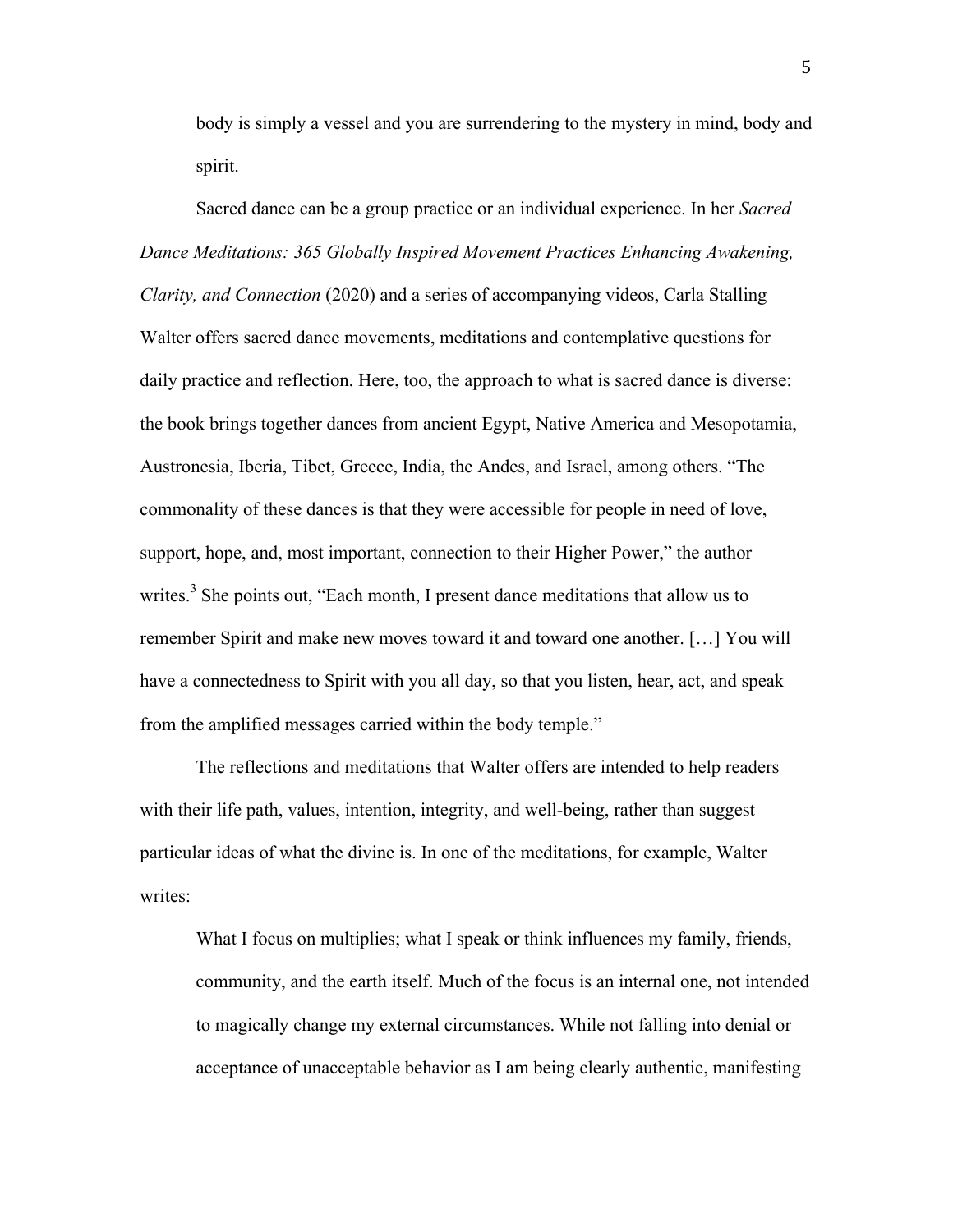body is simply a vessel and you are surrendering to the mystery in mind, body and spirit.

Sacred dance can be a group practice or an individual experience. In her *Sacred Dance Meditations: 365 Globally Inspired Movement Practices Enhancing Awakening, Clarity, and Connection* (2020) and a series of accompanying videos, Carla Stalling Walter offers sacred dance movements, meditations and contemplative questions for daily practice and reflection. Here, too, the approach to what is sacred dance is diverse: the book brings together dances from ancient Egypt, Native America and Mesopotamia, Austronesia, Iberia, Tibet, Greece, India, the Andes, and Israel, among others. "The commonality of these dances is that they were accessible for people in need of love, support, hope, and, most important, connection to their Higher Power," the author writes.[3] She points out, "Each month, I present dance meditations that allow us to remember Spirit and make new moves toward it and toward one another. […] You will have a connectedness to Spirit with you all day, so that you listen, hear, act, and speak from the amplified messages carried within the body temple."

The reflections and meditations that Walter offers are intended to help readers with their life path, values, intention, integrity, and well-being, rather than suggest particular ideas of what the divine is. In one of the meditations, for example, Walter writes:

> What I focus on multiplies; what I speak or think influences my family, friends, community, and the earth itself. Much of the focus is an internal one, not intended to magically change my external circumstances. While not falling into denial or acceptance of unacceptable behavior as I am being clearly authentic, manifesting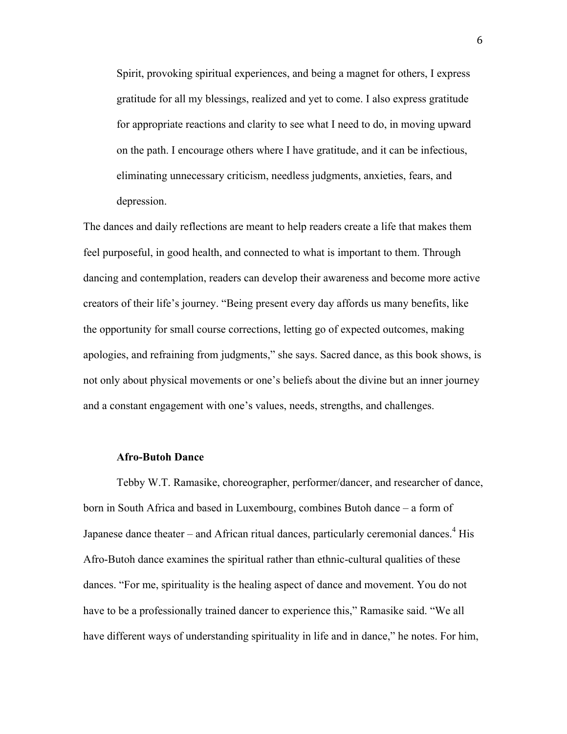> Spirit, provoking spiritual experiences, and being a magnet for others, I express gratitude for all my blessings, realized and yet to come. I also express gratitude for appropriate reactions and clarity to see what I need to do, in moving upward on the path. I encourage others where I have gratitude, and it can be infectious, eliminating unnecessary criticism, needless judgments, anxieties, fears, and depression.

The dances and daily reflections are meant to help readers create a life that makes them feel purposeful, in good health, and connected to what is important to them. Through dancing and contemplation, readers can develop their awareness and become more active creators of their life's journey. "Being present every day affords us many benefits, like the opportunity for small course corrections, letting go of expected outcomes, making apologies, and refraining from judgments," she says. Sacred dance, as this book shows, is not only about physical movements or one's beliefs about the divine but an inner journey and a constant engagement with one's values, needs, strengths, and challenges.

### Afro-Butoh Dance

Tebby W.T. Ramasike, choreographer, performer/dancer, and researcher of dance, born in South Africa and based in Luxembourg, combines Butoh dance – a form of Japanese dance theater – and African ritual dances, particularly ceremonial dances.[4] His Afro-Butoh dance examines the spiritual rather than ethnic-cultural qualities of these dances. "For me, spirituality is the healing aspect of dance and movement. You do not have to be a professionally trained dancer to experience this," Ramasike said. "We all have different ways of understanding spirituality in life and in dance," he notes. For him,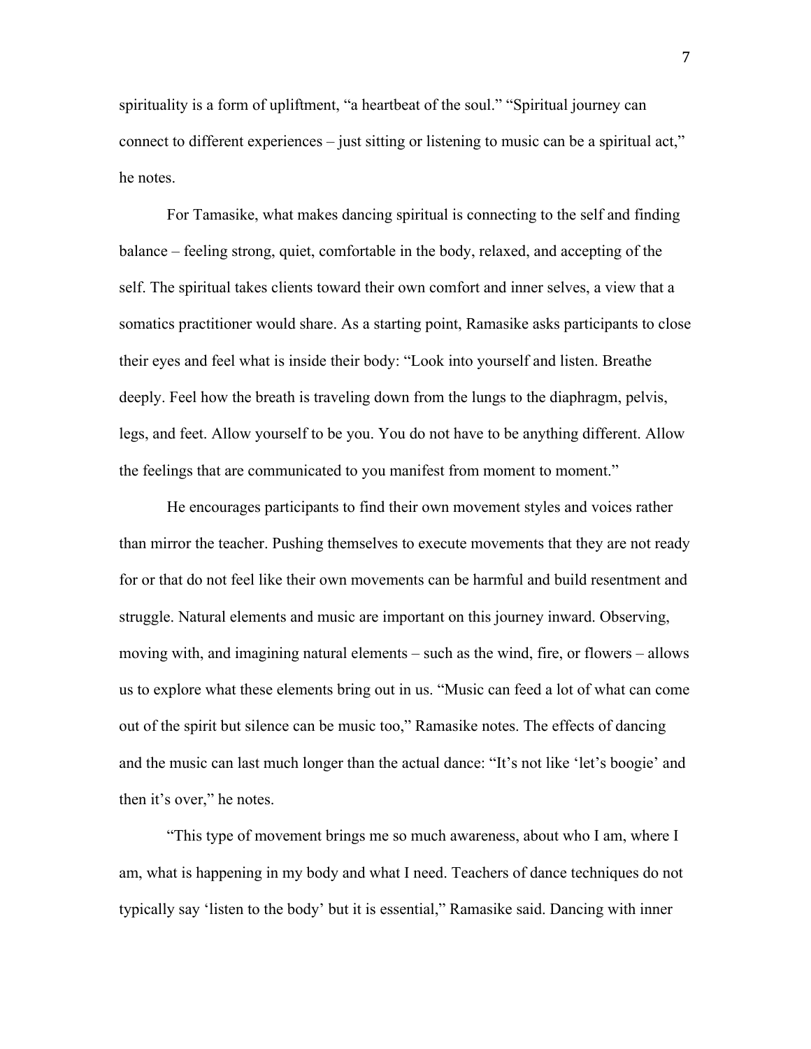spirituality is a form of upliftment, “a heartbeat of the soul.” “Spiritual journey can connect to different experiences – just sitting or listening to music can be a spiritual act,” he notes.

For Tamasike, what makes dancing spiritual is connecting to the self and finding balance – feeling strong, quiet, comfortable in the body, relaxed, and accepting of the self. The spiritual takes clients toward their own comfort and inner selves, a view that a somatics practitioner would share. As a starting point, Ramasike asks participants to close their eyes and feel what is inside their body: “Look into yourself and listen. Breathe deeply. Feel how the breath is traveling down from the lungs to the diaphragm, pelvis, legs, and feet. Allow yourself to be you. You do not have to be anything different. Allow the feelings that are communicated to you manifest from moment to moment.”

He encourages participants to find their own movement styles and voices rather than mirror the teacher. Pushing themselves to execute movements that they are not ready for or that do not feel like their own movements can be harmful and build resentment and struggle. Natural elements and music are important on this journey inward. Observing, moving with, and imagining natural elements – such as the wind, fire, or flowers – allows us to explore what these elements bring out in us. “Music can feed a lot of what can come out of the spirit but silence can be music too,” Ramasike notes. The effects of dancing and the music can last much longer than the actual dance: “It’s not like ‘let’s boogie’ and then it’s over,” he notes.

“This type of movement brings me so much awareness, about who I am, where I am, what is happening in my body and what I need. Teachers of dance techniques do not typically say ‘listen to the body’ but it is essential,” Ramasike said. Dancing with inner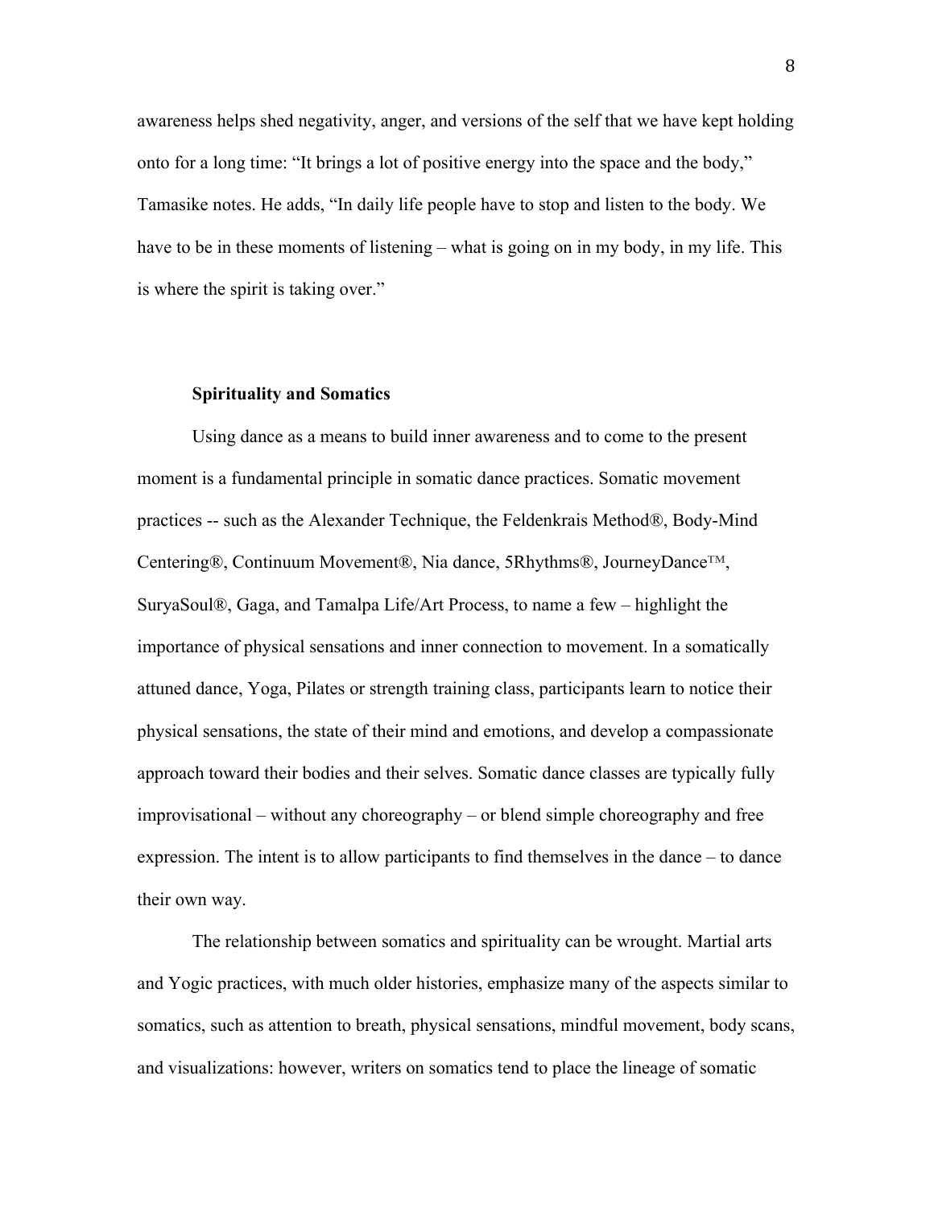awareness helps shed negativity, anger, and versions of the self that we have kept holding onto for a long time: “It brings a lot of positive energy into the space and the body,” Tamasike notes. He adds, “In daily life people have to stop and listen to the body. We have to be in these moments of listening – what is going on in my body, in my life. This is where the spirit is taking over.”

**Spirituality and Somatics**

Using dance as a means to build inner awareness and to come to the present moment is a fundamental principle in somatic dance practices. Somatic movement practices -- such as the Alexander Technique, the Feldenkrais Method®, Body-Mind Centering®, Continuum Movement®, Nia dance, 5Rhythms®, JourneyDance™, SuryaSoul®, Gaga, and Tamalpa Life/Art Process, to name a few – highlight the importance of physical sensations and inner connection to movement. In a somatically attuned dance, Yoga, Pilates or strength training class, participants learn to notice their physical sensations, the state of their mind and emotions, and develop a compassionate approach toward their bodies and their selves. Somatic dance classes are typically fully improvisational – without any choreography – or blend simple choreography and free expression. The intent is to allow participants to find themselves in the dance – to dance their own way.

The relationship between somatics and spirituality can be wrought. Martial arts and Yogic practices, with much older histories, emphasize many of the aspects similar to somatics, such as attention to breath, physical sensations, mindful movement, body scans, and visualizations: however, writers on somatics tend to place the lineage of somatic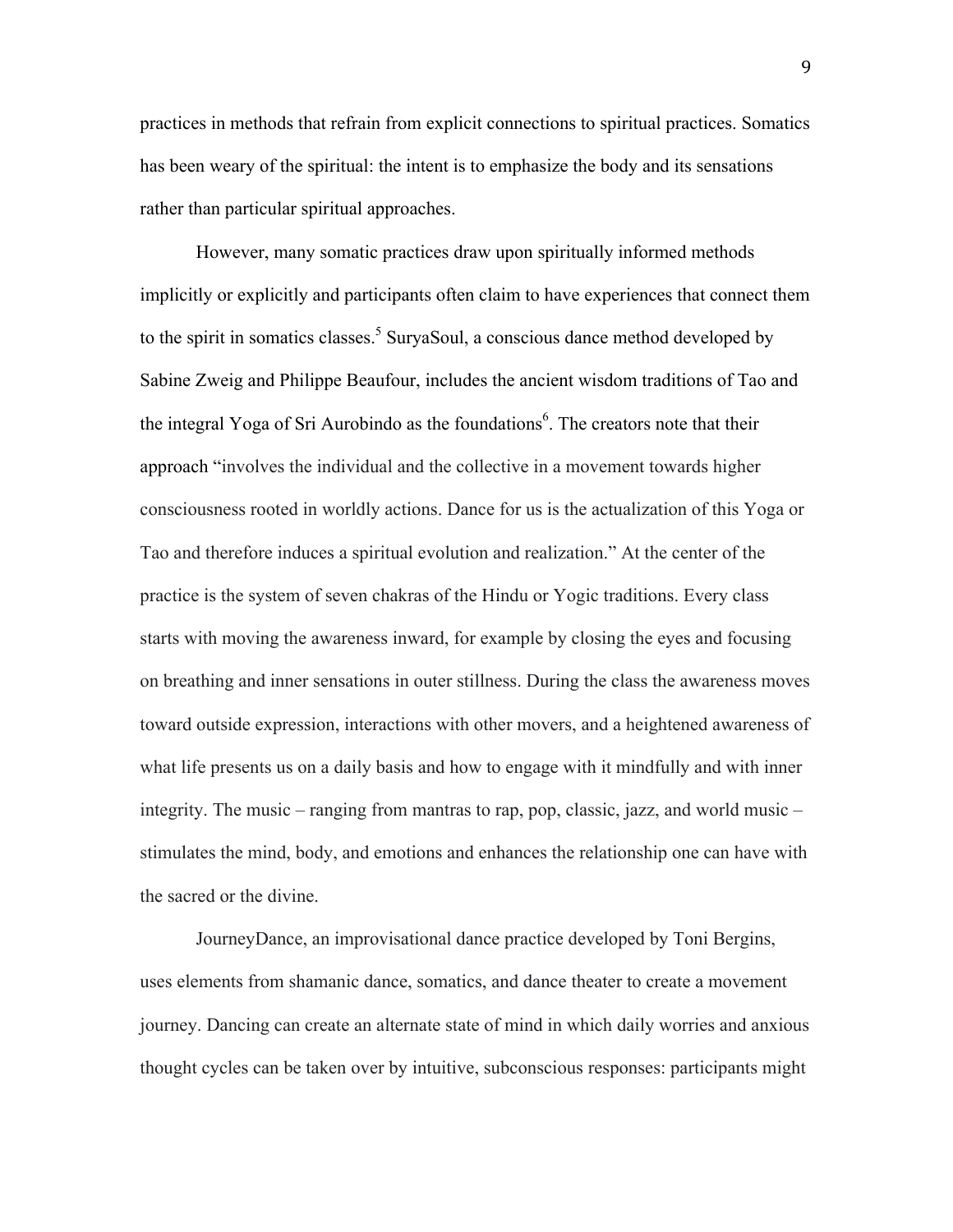practices in methods that refrain from explicit connections to spiritual practices. Somatics has been weary of the spiritual: the intent is to emphasize the body and its sensations rather than particular spiritual approaches.

However, many somatic practices draw upon spiritually informed methods implicitly or explicitly and participants often claim to have experiences that connect them to the spirit in somatics classes.[5] SuryaSoul, a conscious dance method developed by Sabine Zweig and Philippe Beaufour, includes the ancient wisdom traditions of Tao and the integral Yoga of Sri Aurobindo as the foundations[6]. The creators note that their approach "involves the individual and the collective in a movement towards higher consciousness rooted in worldly actions. Dance for us is the actualization of this Yoga or Tao and therefore induces a spiritual evolution and realization." At the center of the practice is the system of seven chakras of the Hindu or Yogic traditions. Every class starts with moving the awareness inward, for example by closing the eyes and focusing on breathing and inner sensations in outer stillness. During the class the awareness moves toward outside expression, interactions with other movers, and a heightened awareness of what life presents us on a daily basis and how to engage with it mindfully and with inner integrity. The music – ranging from mantras to rap, pop, classic, jazz, and world music – stimulates the mind, body, and emotions and enhances the relationship one can have with the sacred or the divine.

JourneyDance, an improvisational dance practice developed by Toni Bergins, uses elements from shamanic dance, somatics, and dance theater to create a movement journey. Dancing can create an alternate state of mind in which daily worries and anxious thought cycles can be taken over by intuitive, subconscious responses: participants might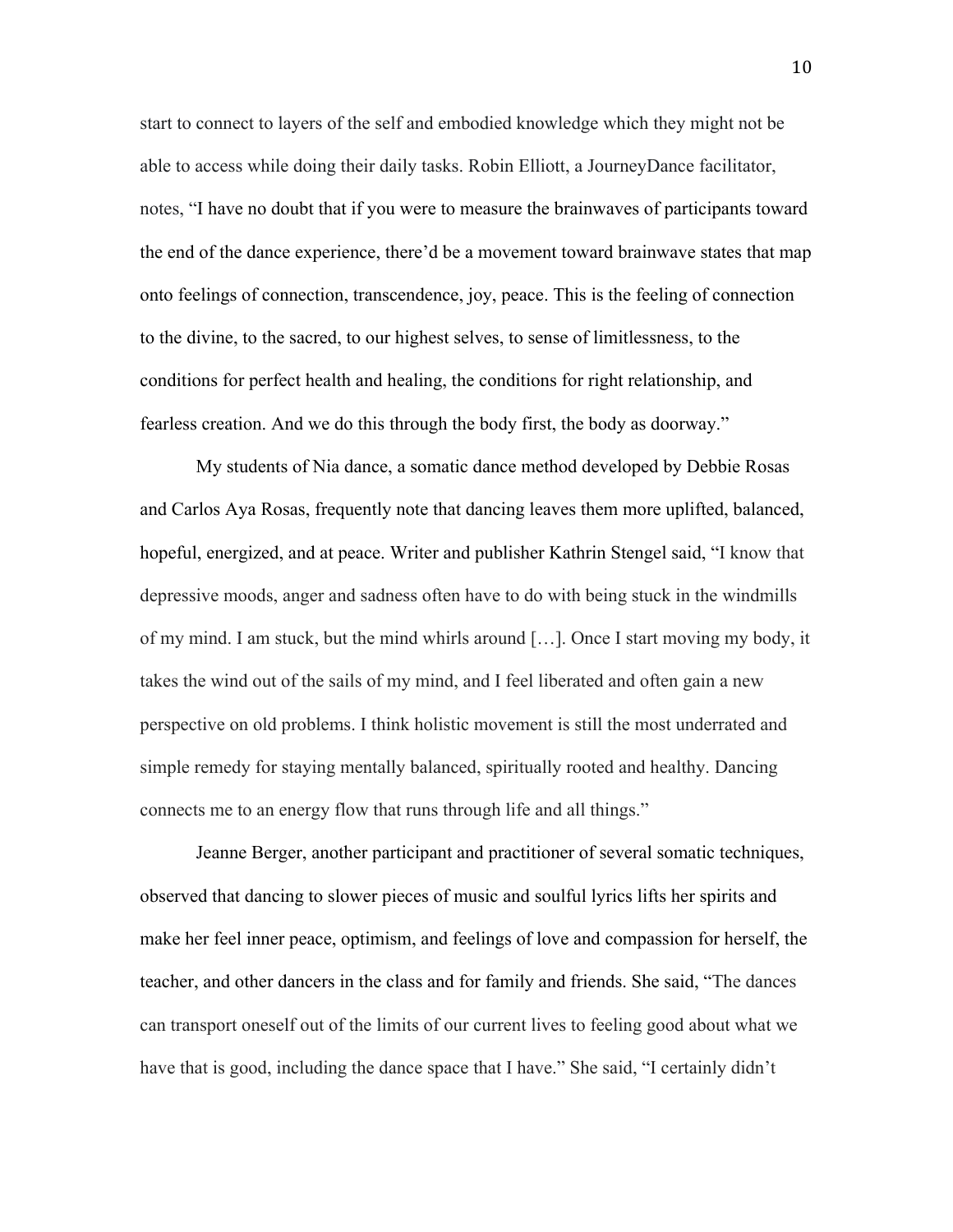start to connect to layers of the self and embodied knowledge which they might not be able to access while doing their daily tasks. Robin Elliott, a JourneyDance facilitator, notes, "I have no doubt that if you were to measure the brainwaves of participants toward the end of the dance experience, there'd be a movement toward brainwave states that map onto feelings of connection, transcendence, joy, peace. This is the feeling of connection to the divine, to the sacred, to our highest selves, to sense of limitlessness, to the conditions for perfect health and healing, the conditions for right relationship, and fearless creation. And we do this through the body first, the body as doorway."

My students of Nia dance, a somatic dance method developed by Debbie Rosas and Carlos Aya Rosas, frequently note that dancing leaves them more uplifted, balanced, hopeful, energized, and at peace. Writer and publisher Kathrin Stengel said, "I know that depressive moods, anger and sadness often have to do with being stuck in the windmills of my mind. I am stuck, but the mind whirls around […]. Once I start moving my body, it takes the wind out of the sails of my mind, and I feel liberated and often gain a new perspective on old problems. I think holistic movement is still the most underrated and simple remedy for staying mentally balanced, spiritually rooted and healthy. Dancing connects me to an energy flow that runs through life and all things."

Jeanne Berger, another participant and practitioner of several somatic techniques, observed that dancing to slower pieces of music and soulful lyrics lifts her spirits and make her feel inner peace, optimism, and feelings of love and compassion for herself, the teacher, and other dancers in the class and for family and friends. She said, "The dances can transport oneself out of the limits of our current lives to feeling good about what we have that is good, including the dance space that I have." She said, "I certainly didn't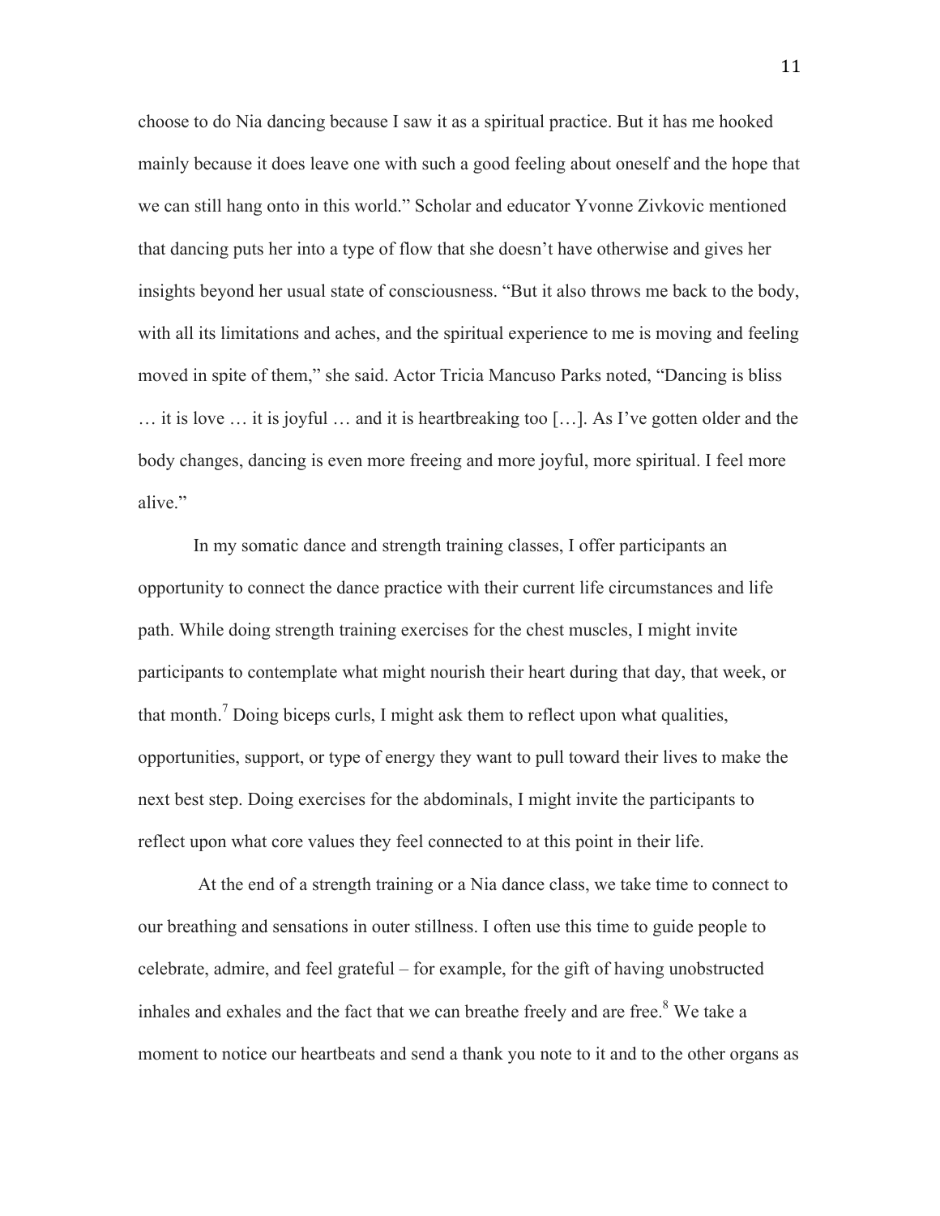choose to do Nia dancing because I saw it as a spiritual practice. But it has me hooked mainly because it does leave one with such a good feeling about oneself and the hope that we can still hang onto in this world." Scholar and educator Yvonne Zivkovic mentioned that dancing puts her into a type of flow that she doesn't have otherwise and gives her insights beyond her usual state of consciousness. "But it also throws me back to the body, with all its limitations and aches, and the spiritual experience to me is moving and feeling moved in spite of them," she said. Actor Tricia Mancuso Parks noted, "Dancing is bliss … it is love … it is joyful … and it is heartbreaking too […]. As I've gotten older and the body changes, dancing is even more freeing and more joyful, more spiritual. I feel more alive."

In my somatic dance and strength training classes, I offer participants an opportunity to connect the dance practice with their current life circumstances and life path. While doing strength training exercises for the chest muscles, I might invite participants to contemplate what might nourish their heart during that day, that week, or that month.[7] Doing biceps curls, I might ask them to reflect upon what qualities, opportunities, support, or type of energy they want to pull toward their lives to make the next best step. Doing exercises for the abdominals, I might invite the participants to reflect upon what core values they feel connected to at this point in their life.

At the end of a strength training or a Nia dance class, we take time to connect to our breathing and sensations in outer stillness. I often use this time to guide people to celebrate, admire, and feel grateful – for example, for the gift of having unobstructed inhales and exhales and the fact that we can breathe freely and are free.[8] We take a moment to notice our heartbeats and send a thank you note to it and to the other organs as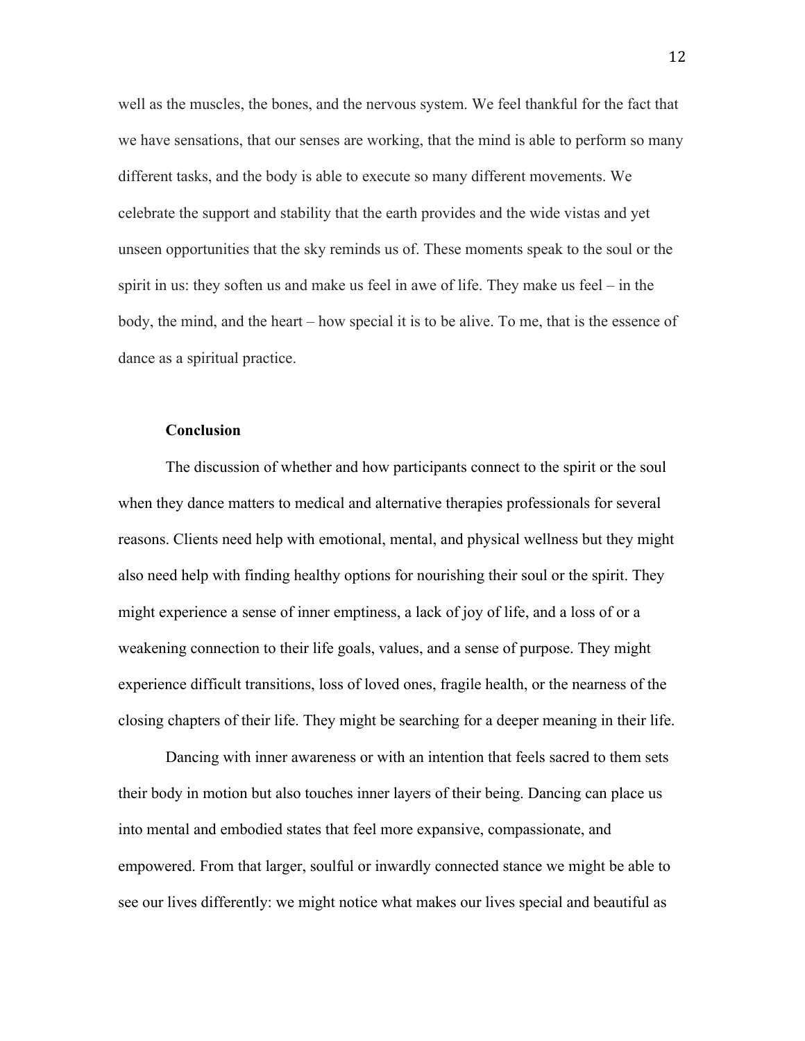well as the muscles, the bones, and the nervous system. We feel thankful for the fact that we have sensations, that our senses are working, that the mind is able to perform so many different tasks, and the body is able to execute so many different movements. We celebrate the support and stability that the earth provides and the wide vistas and yet unseen opportunities that the sky reminds us of. These moments speak to the soul or the spirit in us: they soften us and make us feel in awe of life. They make us feel – in the body, the mind, and the heart – how special it is to be alive. To me, that is the essence of dance as a spiritual practice.

## Conclusion

The discussion of whether and how participants connect to the spirit or the soul when they dance matters to medical and alternative therapies professionals for several reasons. Clients need help with emotional, mental, and physical wellness but they might also need help with finding healthy options for nourishing their soul or the spirit. They might experience a sense of inner emptiness, a lack of joy of life, and a loss of or a weakening connection to their life goals, values, and a sense of purpose. They might experience difficult transitions, loss of loved ones, fragile health, or the nearness of the closing chapters of their life. They might be searching for a deeper meaning in their life.

Dancing with inner awareness or with an intention that feels sacred to them sets their body in motion but also touches inner layers of their being. Dancing can place us into mental and embodied states that feel more expansive, compassionate, and empowered. From that larger, soulful or inwardly connected stance we might be able to see our lives differently: we might notice what makes our lives special and beautiful as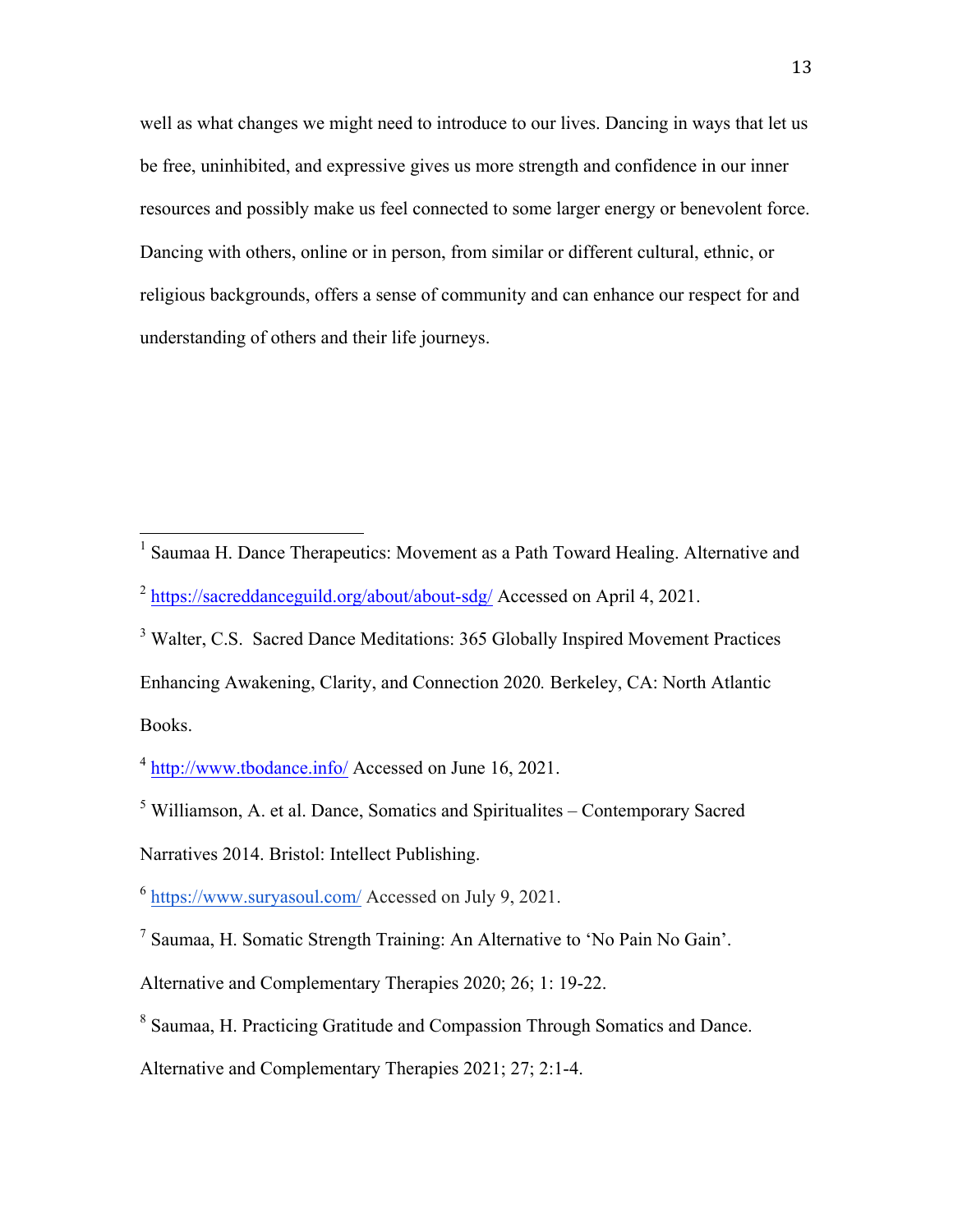well as what changes we might need to introduce to our lives. Dancing in ways that let us be free, uninhibited, and expressive gives us more strength and confidence in our inner resources and possibly make us feel connected to some larger energy or benevolent force. Dancing with others, online or in person, from similar or different cultural, ethnic, or religious backgrounds, offers a sense of community and can enhance our respect for and understanding of others and their life journeys.

---

[1] Saumaa H. Dance Therapeutics: Movement as a Path Toward Healing. Alternative and

[2] https://sacreddanceguild.org/about/about-sdg/ Accessed on April 4, 2021.

[3] Walter, C.S. Sacred Dance Meditations: 365 Globally Inspired Movement Practices Enhancing Awakening, Clarity, and Connection 2020. Berkeley, CA: North Atlantic Books.

[4] http://www.tbodance.info/ Accessed on June 16, 2021.

[5] Williamson, A. et al. Dance, Somatics and Spiritualites – Contemporary Sacred Narratives 2014. Bristol: Intellect Publishing.

[6] https://www.suryasoul.com/ Accessed on July 9, 2021.

[7] Saumaa, H. Somatic Strength Training: An Alternative to 'No Pain No Gain'. Alternative and Complementary Therapies 2020; 26; 1: 19-22.

[8] Saumaa, H. Practicing Gratitude and Compassion Through Somatics and Dance. Alternative and Complementary Therapies 2021; 27; 2:1-4.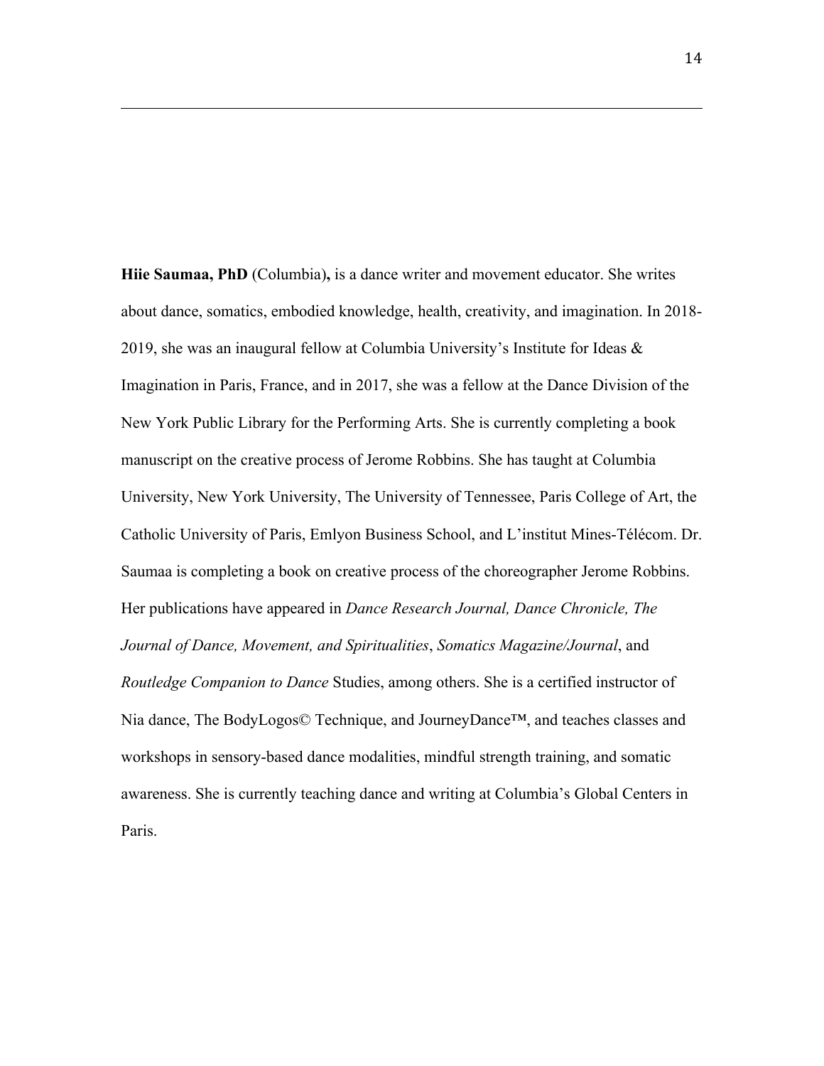**Hiie Saumaa, PhD** (Columbia)**,** is a dance writer and movement educator. She writes about dance, somatics, embodied knowledge, health, creativity, and imagination. In 2018-2019, she was an inaugural fellow at Columbia University's Institute for Ideas & Imagination in Paris, France, and in 2017, she was a fellow at the Dance Division of the New York Public Library for the Performing Arts. She is currently completing a book manuscript on the creative process of Jerome Robbins. She has taught at Columbia University, New York University, The University of Tennessee, Paris College of Art, the Catholic University of Paris, Emlyon Business School, and L'institut Mines-Télécom. Dr. Saumaa is completing a book on creative process of the choreographer Jerome Robbins. Her publications have appeared in *Dance Research Journal, Dance Chronicle, The Journal of Dance, Movement, and Spiritualities*, *Somatics Magazine/Journal*, and *Routledge Companion to Dance* Studies, among others. She is a certified instructor of Nia dance, The BodyLogos© Technique, and JourneyDance™, and teaches classes and workshops in sensory-based dance modalities, mindful strength training, and somatic awareness. She is currently teaching dance and writing at Columbia's Global Centers in Paris.